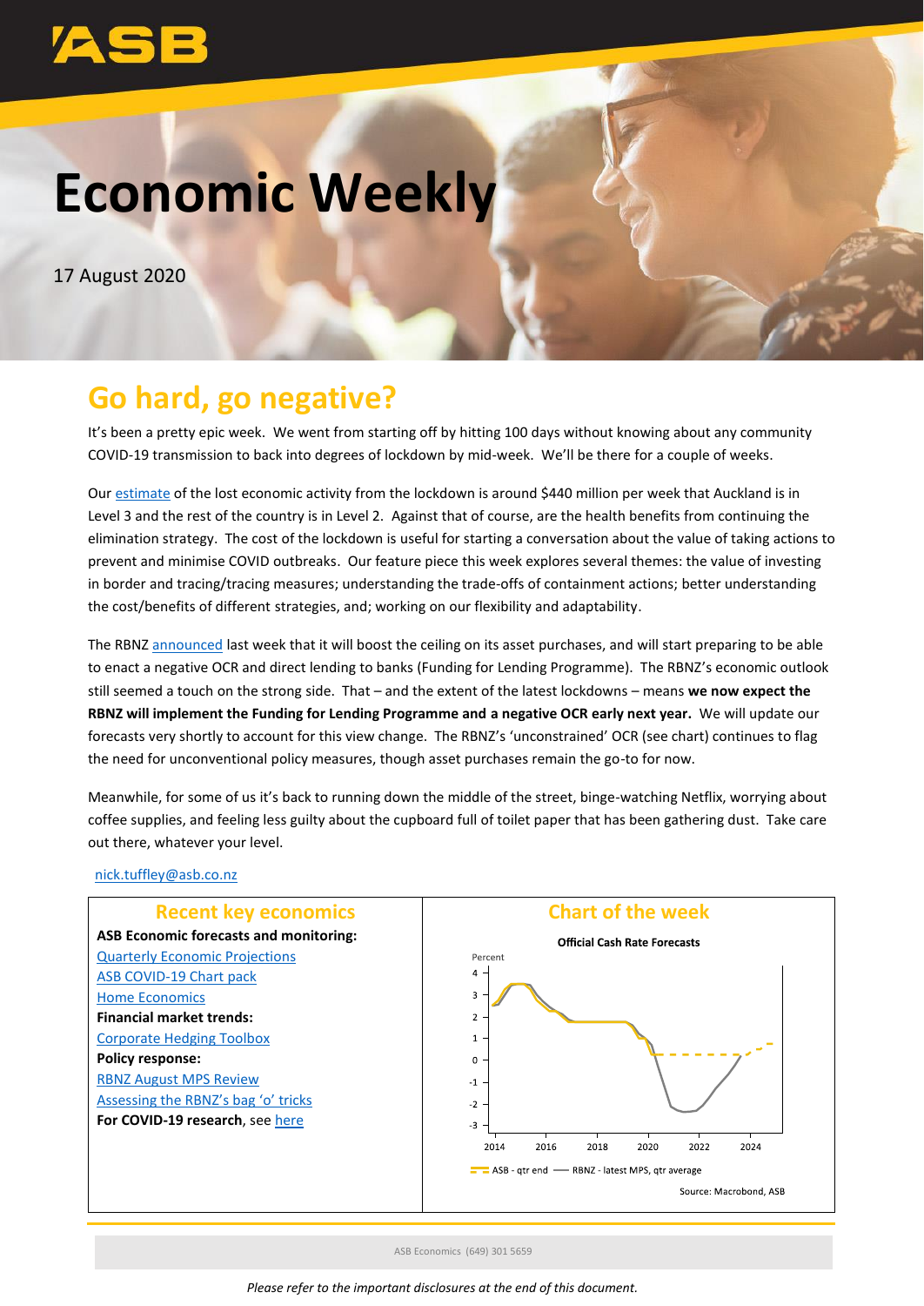# Economic Weekly

17 August 2020

## Go hard, go negative?

It's been a pretty epic week. We went from starting off by hitting 100 days without knowing about any community COVID-19 transmission to back into degrees of lockdown by mid-week. We'll be there for a couple of weeks.

Our estimate of the lost economic activity from the lockdown is around $440 million per week that Auckland is in Level 3 and the rest of the country is in Level 2. Against that of course, are the health benefits from continuing the elimination strategy. The cost of the lockdown is useful for starting a conversation about the value of taking actions to prevent and minimise COVID outbreaks. Our feature piece this week explores several themes: the value of investing in border and tracing/tracing measures; understanding the trade-offs of containment actions; better understanding the cost/benefits of different strategies, and; working on our flexibility and adaptability.

The RBNZ announced last week that it will boost the ceiling on its asset purchases, and will start preparing to be able to enact a negative OCR and direct lending to banks (Funding for Lending Programme). The RBNZ's economic outlook still seemed a touch on the strong side. That – and the extent of the latest lockdowns – means **we now expect the RBNZ will implement the Funding for Lending Programme and a negative OCR early next year.** We will update our forecasts very shortly to account for this view change. The RBNZ's 'unconstrained' OCR (see chart) continues to flag the need for unconventional policy measures, though asset purchases remain the go-to for now.

Meanwhile, for some of us it's back to running down the middle of the street, binge-watching Netflix, worrying about coffee supplies, and feeling less guilty about the cupboard full of toilet paper that has been gathering dust. Take care out there, whatever your level.

nick.tuffley@asb.co.nz

### Recent key economics

**ASB Economic forecasts and monitoring:**
Quarterly Economic Projections
ASB COVID-19 Chart pack
Home Economics
**Financial market trends:**
Corporate Hedging Toolbox
**Policy response:**
RBNZ August MPS Review
Assessing the RBNZ's bag 'o' tricks
**For COVID-19 research**, see here

### Chart of the week

**Official Cash Rate Forecasts**

Percent

ASB - qtr end — RBNZ - latest MPS, qtr average

Source: Macrobond, ASB

ASB Economics (649) 301 5659

*Please refer to the important disclosures at the end of this document.*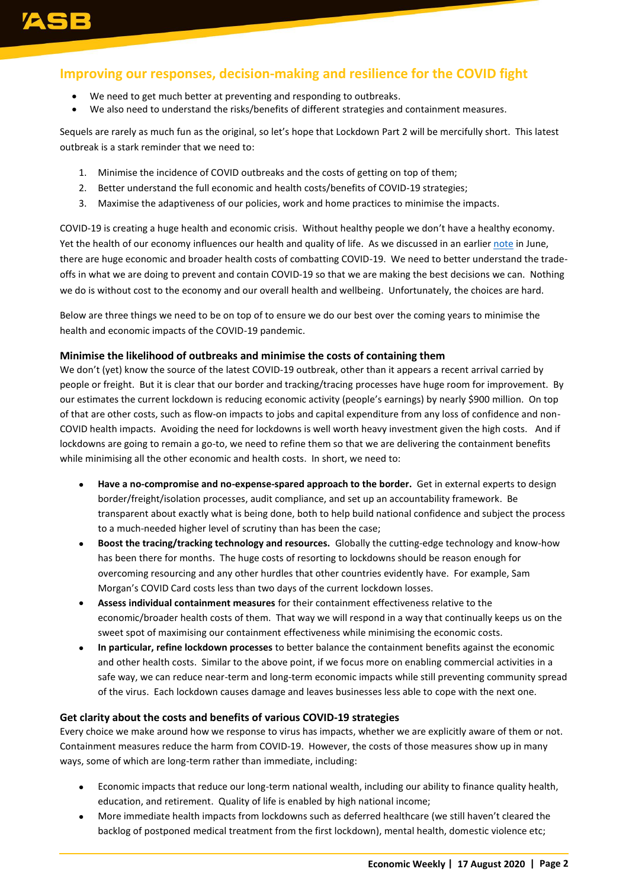## Improving our responses, decision-making and resilience for the COVID fight

- We need to get much better at preventing and responding to outbreaks.
- We also need to understand the risks/benefits of different strategies and containment measures.

Sequels are rarely as much fun as the original, so let's hope that Lockdown Part 2 will be mercifully short. This latest outbreak is a stark reminder that we need to:

1. Minimise the incidence of COVID outbreaks and the costs of getting on top of them;
2. Better understand the full economic and health costs/benefits of COVID-19 strategies;
3. Maximise the adaptiveness of our policies, work and home practices to minimise the impacts.

COVID-19 is creating a huge health and economic crisis. Without healthy people we don't have a healthy economy. Yet the health of our economy influences our health and quality of life. As we discussed in an earlier note in June, there are huge economic and broader health costs of combatting COVID-19. We need to better understand the trade-offs in what we are doing to prevent and contain COVID-19 so that we are making the best decisions we can. Nothing we do is without cost to the economy and our overall health and wellbeing. Unfortunately, the choices are hard.

Below are three things we need to be on top of to ensure we do our best over the coming years to minimise the health and economic impacts of the COVID-19 pandemic.

### Minimise the likelihood of outbreaks and minimise the costs of containing them

We don't (yet) know the source of the latest COVID-19 outbreak, other than it appears a recent arrival carried by people or freight. But it is clear that our border and tracking/tracing processes have huge room for improvement. By our estimates the current lockdown is reducing economic activity (people's earnings) by nearly $900 million. On top of that are other costs, such as flow-on impacts to jobs and capital expenditure from any loss of confidence and non-COVID health impacts. Avoiding the need for lockdowns is well worth heavy investment given the high costs. And if lockdowns are going to remain a go-to, we need to refine them so that we are delivering the containment benefits while minimising all the other economic and health costs. In short, we need to:

- **Have a no-compromise and no-expense-spared approach to the border.** Get in external experts to design border/freight/isolation processes, audit compliance, and set up an accountability framework. Be transparent about exactly what is being done, both to help build national confidence and subject the process to a much-needed higher level of scrutiny than has been the case;
- **Boost the tracing/tracking technology and resources.** Globally the cutting-edge technology and know-how has been there for months. The huge costs of resorting to lockdowns should be reason enough for overcoming resourcing and any other hurdles that other countries evidently have. For example, Sam Morgan's COVID Card costs less than two days of the current lockdown losses.
- **Assess individual containment measures** for their containment effectiveness relative to the economic/broader health costs of them. That way we will respond in a way that continually keeps us on the sweet spot of maximising our containment effectiveness while minimising the economic costs.
- **In particular, refine lockdown processes** to better balance the containment benefits against the economic and other health costs. Similar to the above point, if we focus more on enabling commercial activities in a safe way, we can reduce near-term and long-term economic impacts while still preventing community spread of the virus. Each lockdown causes damage and leaves businesses less able to cope with the next one.

### Get clarity about the costs and benefits of various COVID-19 strategies

Every choice we make around how we response to virus has impacts, whether we are explicitly aware of them or not. Containment measures reduce the harm from COVID-19. However, the costs of those measures show up in many ways, some of which are long-term rather than immediate, including:

- Economic impacts that reduce our long-term national wealth, including our ability to finance quality health, education, and retirement. Quality of life is enabled by high national income;
- More immediate health impacts from lockdowns such as deferred healthcare (we still haven't cleared the backlog of postponed medical treatment from the first lockdown), mental health, domestic violence etc;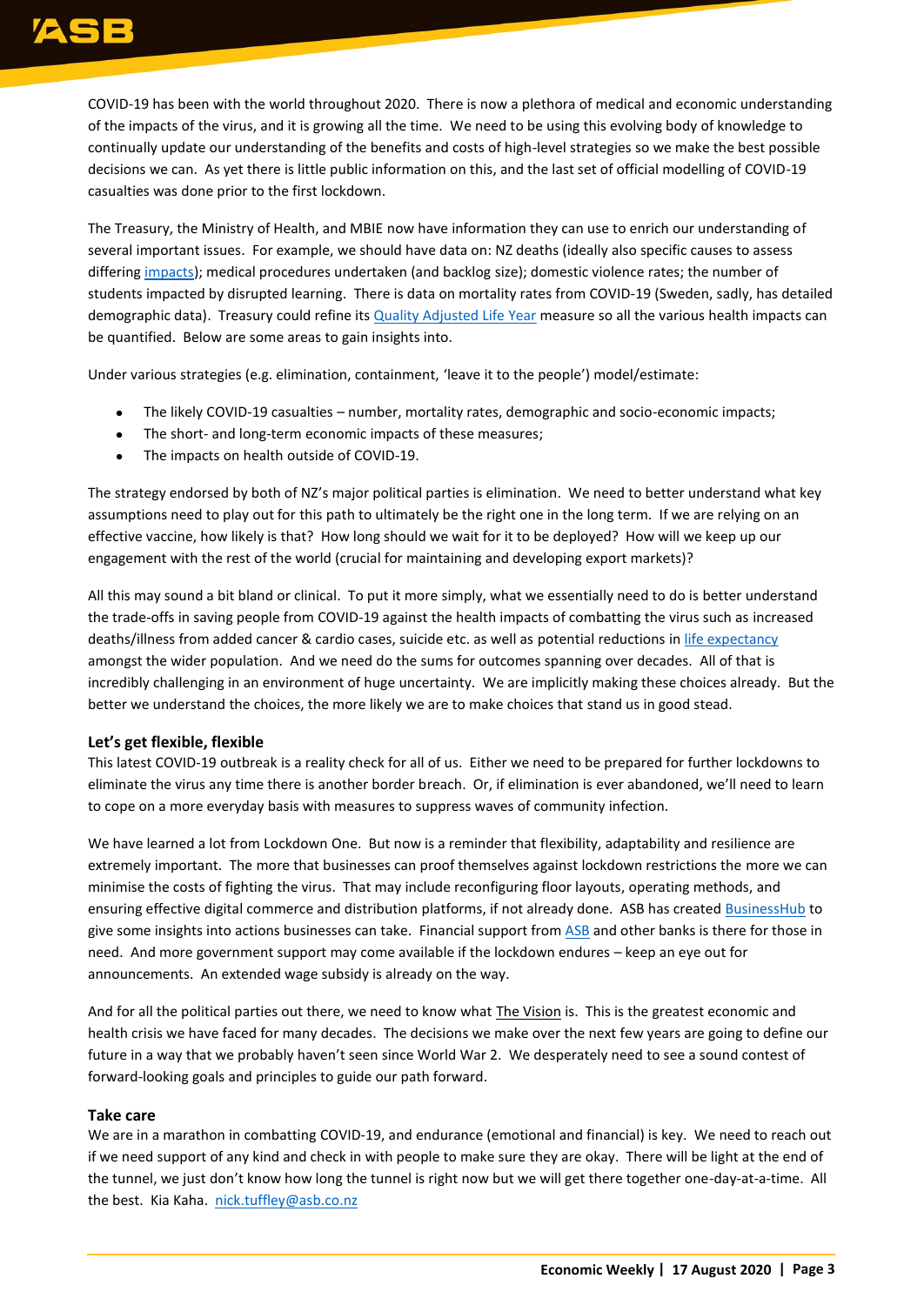COVID-19 has been with the world throughout 2020. There is now a plethora of medical and economic understanding of the impacts of the virus, and it is growing all the time. We need to be using this evolving body of knowledge to continually update our understanding of the benefits and costs of high-level strategies so we make the best possible decisions we can. As yet there is little public information on this, and the last set of official modelling of COVID-19 casualties was done prior to the first lockdown.

The Treasury, the Ministry of Health, and MBIE now have information they can use to enrich our understanding of several important issues. For example, we should have data on: NZ deaths (ideally also specific causes to assess differing impacts); medical procedures undertaken (and backlog size); domestic violence rates; the number of students impacted by disrupted learning. There is data on mortality rates from COVID-19 (Sweden, sadly, has detailed demographic data). Treasury could refine its Quality Adjusted Life Year measure so all the various health impacts can be quantified. Below are some areas to gain insights into.

Under various strategies (e.g. elimination, containment, 'leave it to the people') model/estimate:

- The likely COVID-19 casualties – number, mortality rates, demographic and socio-economic impacts;
- The short- and long-term economic impacts of these measures;
- The impacts on health outside of COVID-19.

The strategy endorsed by both of NZ's major political parties is elimination. We need to better understand what key assumptions need to play out for this path to ultimately be the right one in the long term. If we are relying on an effective vaccine, how likely is that? How long should we wait for it to be deployed? How will we keep up our engagement with the rest of the world (crucial for maintaining and developing export markets)?

All this may sound a bit bland or clinical. To put it more simply, what we essentially need to do is better understand the trade-offs in saving people from COVID-19 against the health impacts of combatting the virus such as increased deaths/illness from added cancer & cardio cases, suicide etc. as well as potential reductions in life expectancy amongst the wider population. And we need do the sums for outcomes spanning over decades. All of that is incredibly challenging in an environment of huge uncertainty. We are implicitly making these choices already. But the better we understand the choices, the more likely we are to make choices that stand us in good stead.

### Let's get flexible, flexible

This latest COVID-19 outbreak is a reality check for all of us. Either we need to be prepared for further lockdowns to eliminate the virus any time there is another border breach. Or, if elimination is ever abandoned, we'll need to learn to cope on a more everyday basis with measures to suppress waves of community infection.

We have learned a lot from Lockdown One. But now is a reminder that flexibility, adaptability and resilience are extremely important. The more that businesses can proof themselves against lockdown restrictions the more we can minimise the costs of fighting the virus. That may include reconfiguring floor layouts, operating methods, and ensuring effective digital commerce and distribution platforms, if not already done. ASB has created BusinessHub to give some insights into actions businesses can take. Financial support from ASB and other banks is there for those in need. And more government support may come available if the lockdown endures – keep an eye out for announcements. An extended wage subsidy is already on the way.

And for all the political parties out there, we need to know what The Vision is. This is the greatest economic and health crisis we have faced for many decades. The decisions we make over the next few years are going to define our future in a way that we probably haven't seen since World War 2. We desperately need to see a sound contest of forward-looking goals and principles to guide our path forward.

### Take care

We are in a marathon in combatting COVID-19, and endurance (emotional and financial) is key. We need to reach out if we need support of any kind and check in with people to make sure they are okay. There will be light at the end of the tunnel, we just don't know how long the tunnel is right now but we will get there together one-day-at-a-time. All the best. Kia Kaha. nick.tuffley@asb.co.nz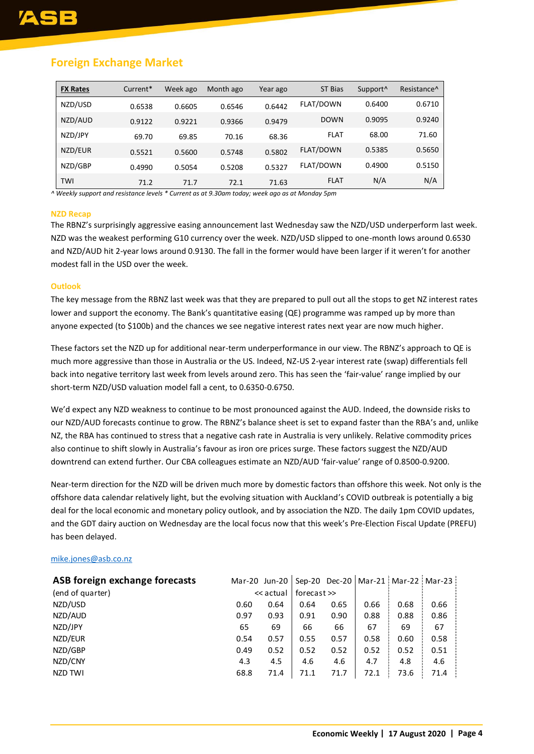## Foreign Exchange Market

| FX Rates | Current* | Week ago | Month ago | Year ago | ST Bias | Support^ | Resistance^ |
|---|---|---|---|---|---|---|---|
| NZD/USD | 0.6538 | 0.6605 | 0.6546 | 0.6442 | FLAT/DOWN | 0.6400 | 0.6710 |
| NZD/AUD | 0.9122 | 0.9221 | 0.9366 | 0.9479 | DOWN | 0.9095 | 0.9240 |
| NZD/JPY | 69.70 | 69.85 | 70.16 | 68.36 | FLAT | 68.00 | 71.60 |
| NZD/EUR | 0.5521 | 0.5600 | 0.5748 | 0.5802 | FLAT/DOWN | 0.5385 | 0.5650 |
| NZD/GBP | 0.4990 | 0.5054 | 0.5208 | 0.5327 | FLAT/DOWN | 0.4900 | 0.5150 |
| TWI | 71.2 | 71.7 | 72.1 | 71.63 | FLAT | N/A | N/A |

*^ Weekly support and resistance levels * Current as at 9.30am today; week ago as at Monday 5pm*

### NZD Recap

The RBNZ's surprisingly aggressive easing announcement last Wednesday saw the NZD/USD underperform last week. NZD was the weakest performing G10 currency over the week. NZD/USD slipped to one-month lows around 0.6530 and NZD/AUD hit 2-year lows around 0.9130. The fall in the former would have been larger if it weren't for another modest fall in the USD over the week.

### Outlook

The key message from the RBNZ last week was that they are prepared to pull out all the stops to get NZ interest rates lower and support the economy. The Bank's quantitative easing (QE) programme was ramped up by more than anyone expected (to $100b) and the chances we see negative interest rates next year are now much higher.

These factors set the NZD up for additional near-term underperformance in our view. The RBNZ's approach to QE is much more aggressive than those in Australia or the US. Indeed, NZ-US 2-year interest rate (swap) differentials fell back into negative territory last week from levels around zero. This has seen the 'fair-value' range implied by our short-term NZD/USD valuation model fall a cent, to 0.6350-0.6750.

We'd expect any NZD weakness to continue to be most pronounced against the AUD. Indeed, the downside risks to our NZD/AUD forecasts continue to grow. The RBNZ's balance sheet is set to expand faster than the RBA's and, unlike NZ, the RBA has continued to stress that a negative cash rate in Australia is very unlikely. Relative commodity prices also continue to shift slowly in Australia's favour as iron ore prices surge. These factors suggest the NZD/AUD downtrend can extend further. Our CBA colleagues estimate an NZD/AUD 'fair-value' range of 0.8500-0.9200.

Near-term direction for the NZD will be driven much more by domestic factors than offshore this week. Not only is the offshore data calendar relatively light, but the evolving situation with Auckland's COVID outbreak is potentially a big deal for the local economic and monetary policy outlook, and by association the NZD. The daily 1pm COVID updates, and the GDT dairy auction on Wednesday are the local focus now that this week's Pre-Election Fiscal Update (PREFU) has been delayed.

mike.jones@asb.co.nz

### ASB foreign exchange forecasts

| (end of quarter) | Mar-20 | Jun-20 | Sep-20 | Dec-20 | Mar-21 | Mar-22 | Mar-23 |
|---|---|---|---|---|---|---|---|
| | | << actual | forecast >> | | | | |
| NZD/USD | 0.60 | 0.64 | 0.64 | 0.65 | 0.66 | 0.68 | 0.66 |
| NZD/AUD | 0.97 | 0.93 | 0.91 | 0.90 | 0.88 | 0.88 | 0.86 |
| NZD/JPY | 65 | 69 | 66 | 66 | 67 | 69 | 67 |
| NZD/EUR | 0.54 | 0.57 | 0.55 | 0.57 | 0.58 | 0.60 | 0.58 |
| NZD/GBP | 0.49 | 0.52 | 0.52 | 0.52 | 0.52 | 0.52 | 0.51 |
| NZD/CNY | 4.3 | 4.5 | 4.6 | 4.6 | 4.7 | 4.8 | 4.6 |
| NZD TWI | 68.8 | 71.4 | 71.1 | 71.7 | 72.1 | 73.6 | 71.4 |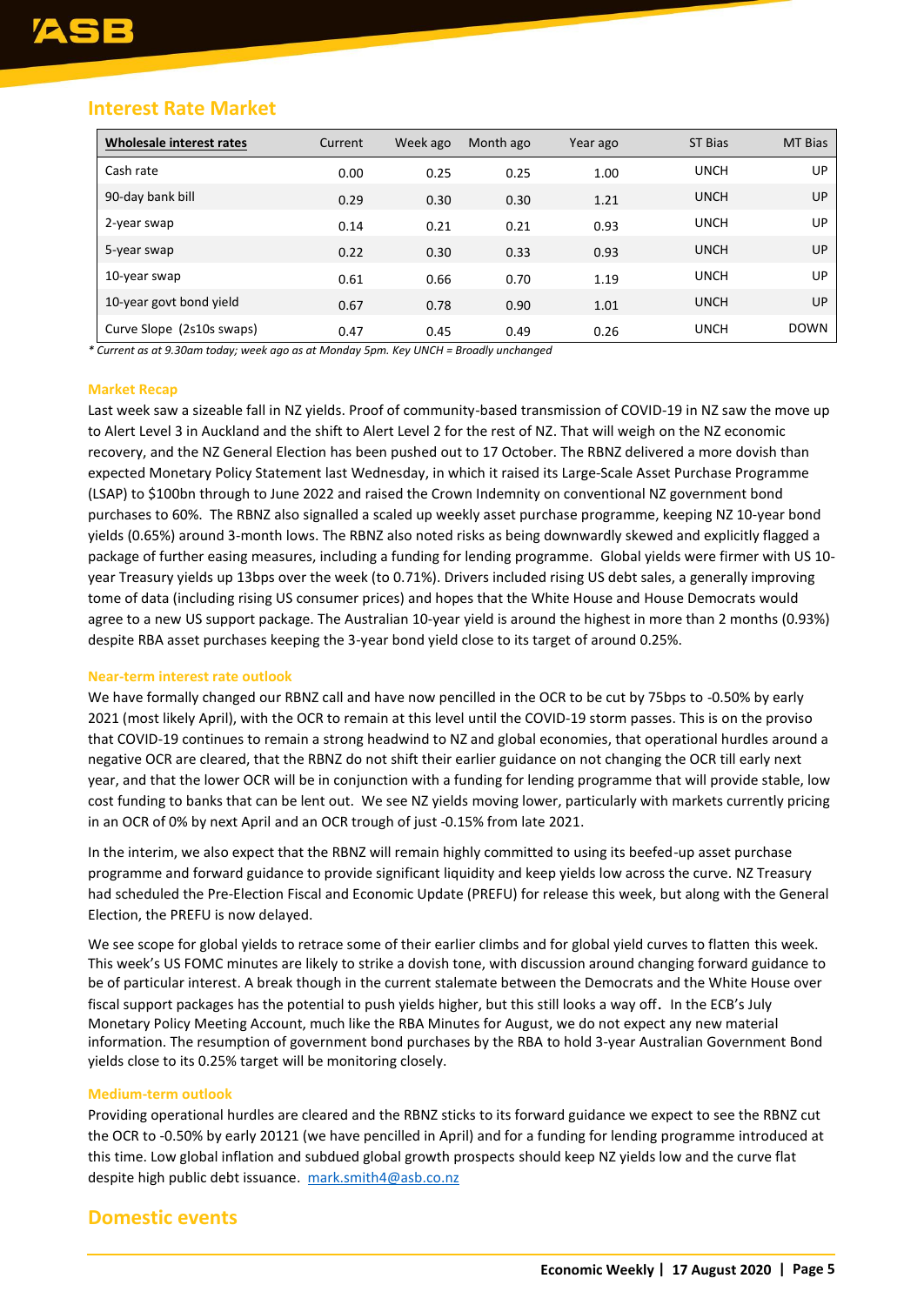## Interest Rate Market

| Wholesale interest rates | Current | Week ago | Month ago | Year ago | ST Bias | MT Bias |
|---|---|---|---|---|---|---|
| Cash rate | 0.00 | 0.25 | 0.25 | 1.00 | UNCH | UP |
| 90-day bank bill | 0.29 | 0.30 | 0.30 | 1.21 | UNCH | UP |
| 2-year swap | 0.14 | 0.21 | 0.21 | 0.93 | UNCH | UP |
| 5-year swap | 0.22 | 0.30 | 0.33 | 0.93 | UNCH | UP |
| 10-year swap | 0.61 | 0.66 | 0.70 | 1.19 | UNCH | UP |
| 10-year govt bond yield | 0.67 | 0.78 | 0.90 | 1.01 | UNCH | UP |
| Curve Slope (2s10s swaps) | 0.47 | 0.45 | 0.49 | 0.26 | UNCH | DOWN |

*\* Current as at 9.30am today; week ago as at Monday 5pm. Key UNCH = Broadly unchanged*

### Market Recap

Last week saw a sizeable fall in NZ yields. Proof of community-based transmission of COVID-19 in NZ saw the move up to Alert Level 3 in Auckland and the shift to Alert Level 2 for the rest of NZ. That will weigh on the NZ economic recovery, and the NZ General Election has been pushed out to 17 October. The RBNZ delivered a more dovish than expected Monetary Policy Statement last Wednesday, in which it raised its Large-Scale Asset Purchase Programme (LSAP) to $100bn through to June 2022 and raised the Crown Indemnity on conventional NZ government bond purchases to 60%. The RBNZ also signalled a scaled up weekly asset purchase programme, keeping NZ 10-year bond yields (0.65%) around 3-month lows. The RBNZ also noted risks as being downwardly skewed and explicitly flagged a package of further easing measures, including a funding for lending programme. Global yields were firmer with US 10-year Treasury yields up 13bps over the week (to 0.71%). Drivers included rising US debt sales, a generally improving tome of data (including rising US consumer prices) and hopes that the White House and House Democrats would agree to a new US support package. The Australian 10-year yield is around the highest in more than 2 months (0.93%) despite RBA asset purchases keeping the 3-year bond yield close to its target of around 0.25%.

### Near-term interest rate outlook

We have formally changed our RBNZ call and have now pencilled in the OCR to be cut by 75bps to -0.50% by early 2021 (most likely April), with the OCR to remain at this level until the COVID-19 storm passes. This is on the proviso that COVID-19 continues to remain a strong headwind to NZ and global economies, that operational hurdles around a negative OCR are cleared, that the RBNZ do not shift their earlier guidance on not changing the OCR till early next year, and that the lower OCR will be in conjunction with a funding for lending programme that will provide stable, low cost funding to banks that can be lent out. We see NZ yields moving lower, particularly with markets currently pricing in an OCR of 0% by next April and an OCR trough of just -0.15% from late 2021.

In the interim, we also expect that the RBNZ will remain highly committed to using its beefed-up asset purchase programme and forward guidance to provide significant liquidity and keep yields low across the curve. NZ Treasury had scheduled the Pre-Election Fiscal and Economic Update (PREFU) for release this week, but along with the General Election, the PREFU is now delayed.

We see scope for global yields to retrace some of their earlier climbs and for global yield curves to flatten this week. This week's US FOMC minutes are likely to strike a dovish tone, with discussion around changing forward guidance to be of particular interest. A break though in the current stalemate between the Democrats and the White House over fiscal support packages has the potential to push yields higher, but this still looks a way off. In the ECB's July Monetary Policy Meeting Account, much like the RBA Minutes for August, we do not expect any new material information. The resumption of government bond purchases by the RBA to hold 3-year Australian Government Bond yields close to its 0.25% target will be monitoring closely.

### Medium-term outlook

Providing operational hurdles are cleared and the RBNZ sticks to its forward guidance we expect to see the RBNZ cut the OCR to -0.50% by early 20121 (we have pencilled in April) and for a funding for lending programme introduced at this time. Low global inflation and subdued global growth prospects should keep NZ yields low and the curve flat despite high public debt issuance. mark.smith4@asb.co.nz

## Domestic events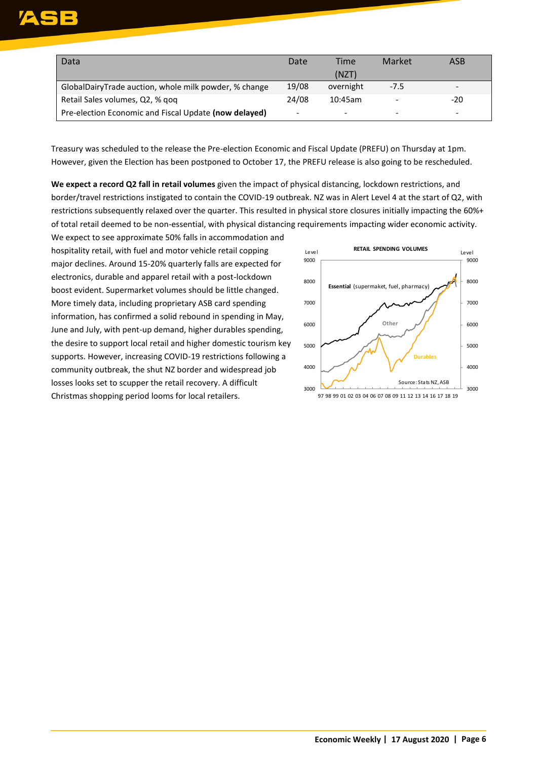| Data | Date | Time (NZT) | Market | ASB |
|---|---|---|---|---|
| GlobalDairyTrade auction, whole milk powder, % change | 19/08 | overnight | -7.5 | - |
| Retail Sales volumes, Q2, % qoq | 24/08 | 10:45am | - | -20 |
| Pre-election Economic and Fiscal Update **(now delayed)** | - | - | - | - |

Treasury was scheduled to the release the Pre-election Economic and Fiscal Update (PREFU) on Thursday at 1pm. However, given the Election has been postponed to October 17, the PREFU release is also going to be rescheduled.

**We expect a record Q2 fall in retail volumes** given the impact of physical distancing, lockdown restrictions, and border/travel restrictions instigated to contain the COVID-19 outbreak. NZ was in Alert Level 4 at the start of Q2, with restrictions subsequently relaxed over the quarter. This resulted in physical store closures initially impacting the 60%+ of total retail deemed to be non-essential, with physical distancing requirements impacting wider economic activity. We expect to see approximate 50% falls in accommodation and hospitality retail, with fuel and motor vehicle retail copping major declines. Around 15-20% quarterly falls are expected for electronics, durable and apparel retail with a post-lockdown boost evident. Supermarket volumes should be little changed. More timely data, including proprietary ASB card spending information, has confirmed a solid rebound in spending in May, June and July, with pent-up demand, higher durables spending, the desire to support local retail and higher domestic tourism key supports. However, increasing COVID-19 restrictions following a community outbreak, the shut NZ border and widespread job losses looks set to scupper the retail recovery. A difficult Christmas shopping period looms for local retailers.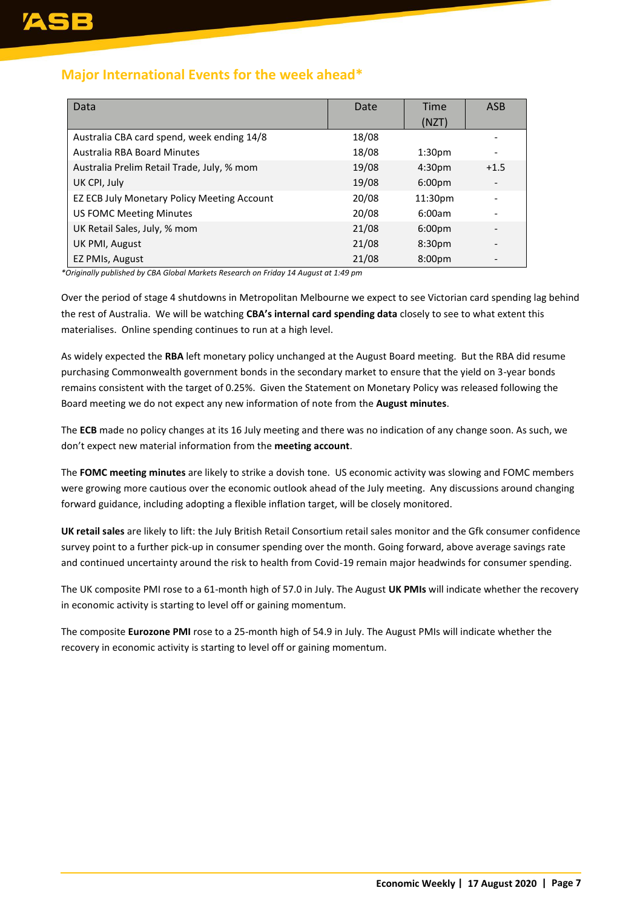## Major International Events for the week ahead*

| Data | Date | Time (NZT) | ASB |
|---|---|---|---|
| Australia CBA card spend, week ending 14/8 | 18/08 | | - |
| Australia RBA Board Minutes | 18/08 | 1:30pm | - |
| Australia Prelim Retail Trade, July, % mom | 19/08 | 4:30pm | +1.5 |
| UK CPI, July | 19/08 | 6:00pm | - |
| EZ ECB July Monetary Policy Meeting Account | 20/08 | 11:30pm | - |
| US FOMC Meeting Minutes | 20/08 | 6:00am | - |
| UK Retail Sales, July, % mom | 21/08 | 6:00pm | - |
| UK PMI, August | 21/08 | 8:30pm | - |
| EZ PMIs, August | 21/08 | 8:00pm | - |

*Originally published by CBA Global Markets Research on Friday 14 August at 1:49 pm*

Over the period of stage 4 shutdowns in Metropolitan Melbourne we expect to see Victorian card spending lag behind the rest of Australia. We will be watching **CBA's internal card spending data** closely to see to what extent this materialises. Online spending continues to run at a high level.

As widely expected the **RBA** left monetary policy unchanged at the August Board meeting. But the RBA did resume purchasing Commonwealth government bonds in the secondary market to ensure that the yield on 3-year bonds remains consistent with the target of 0.25%. Given the Statement on Monetary Policy was released following the Board meeting we do not expect any new information of note from the **August minutes**.

The **ECB** made no policy changes at its 16 July meeting and there was no indication of any change soon. As such, we don't expect new material information from the **meeting account**.

The **FOMC meeting minutes** are likely to strike a dovish tone. US economic activity was slowing and FOMC members were growing more cautious over the economic outlook ahead of the July meeting. Any discussions around changing forward guidance, including adopting a flexible inflation target, will be closely monitored.

**UK retail sales** are likely to lift: the July British Retail Consortium retail sales monitor and the Gfk consumer confidence survey point to a further pick-up in consumer spending over the month. Going forward, above average savings rate and continued uncertainty around the risk to health from Covid-19 remain major headwinds for consumer spending.

The UK composite PMI rose to a 61-month high of 57.0 in July. The August **UK PMIs** will indicate whether the recovery in economic activity is starting to level off or gaining momentum.

The composite **Eurozone PMI** rose to a 25-month high of 54.9 in July. The August PMIs will indicate whether the recovery in economic activity is starting to level off or gaining momentum.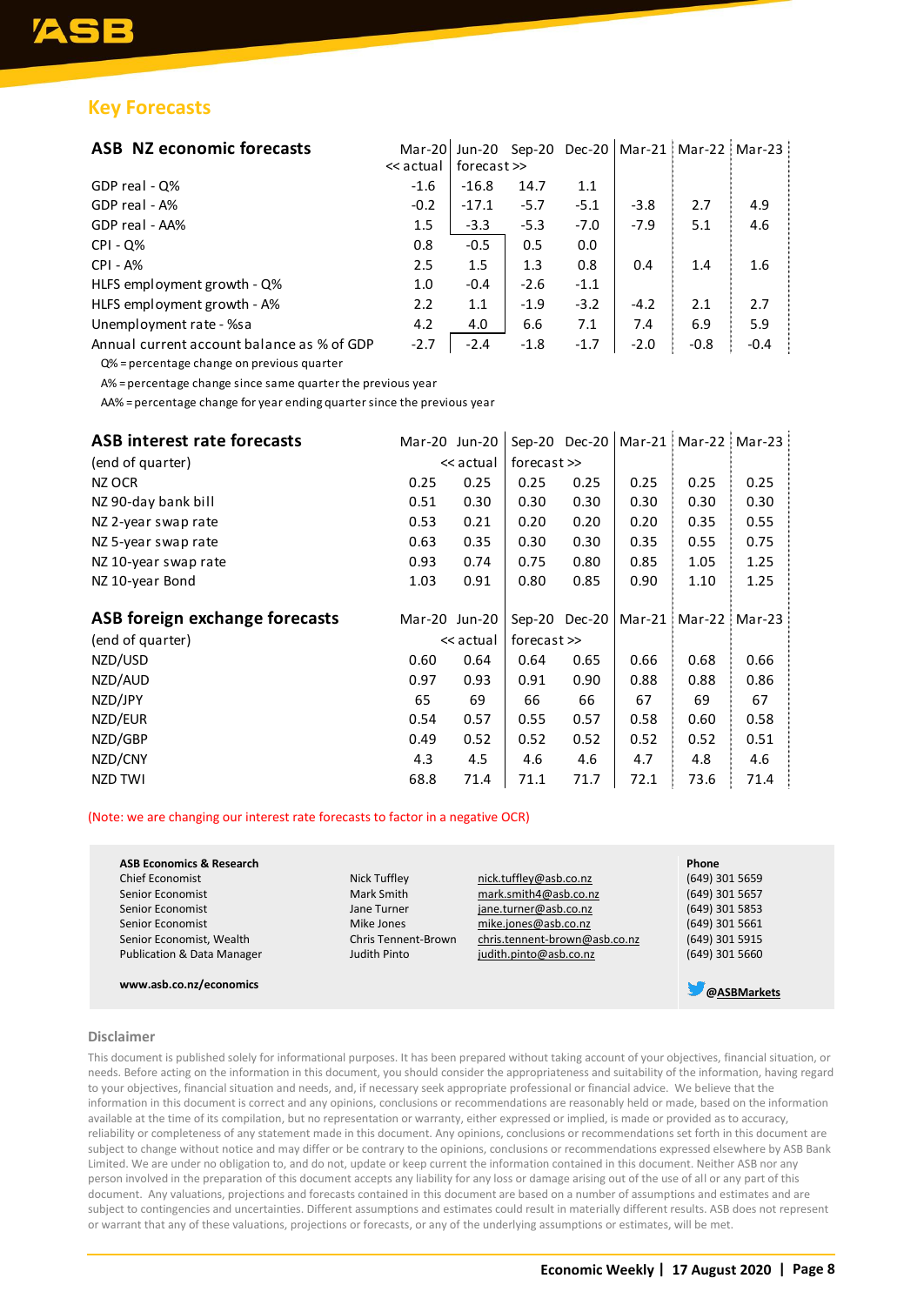## Key Forecasts

| ASB NZ economic forecasts | Mar-20 | Jun-20 | Sep-20 | Dec-20 | Mar-21 | Mar-22 | Mar-23 |
|---|---|---|---|---|---|---|---|
| | << actual | forecast >> | | | | | |
| GDP real - Q% | -1.6 | -16.8 | 14.7 | 1.1 | | | |
| GDP real - A% | -0.2 | -17.1 | -5.7 | -5.1 | -3.8 | 2.7 | 4.9 |
| GDP real - AA% | 1.5 | -3.3 | -5.3 | -7.0 | -7.9 | 5.1 | 4.6 |
| CPI - Q% | 0.8 | -0.5 | 0.5 | 0.0 | | | |
| CPI - A% | 2.5 | 1.5 | 1.3 | 0.8 | 0.4 | 1.4 | 1.6 |
| HLFS employment growth - Q% | 1.0 | -0.4 | -2.6 | -1.1 | | | |
| HLFS employment growth - A% | 2.2 | 1.1 | -1.9 | -3.2 | -4.2 | 2.1 | 2.7 |
| Unemployment rate - %sa | 4.2 | 4.0 | 6.6 | 7.1 | 7.4 | 6.9 | 5.9 |
| Annual current account balance as % of GDP | -2.7 | -2.4 | -1.8 | -1.7 | -2.0 | -0.8 | -0.4 |

Q% = percentage change on previous quarter

A% = percentage change since same quarter the previous year

AA% = percentage change for year ending quarter since the previous year

| ASB interest rate forecasts | Mar-20 | Jun-20 | Sep-20 | Dec-20 | Mar-21 | Mar-22 | Mar-23 |
|---|---|---|---|---|---|---|---|
| (end of quarter) | | << actual | forecast >> | | | | |
| NZ OCR | 0.25 | 0.25 | 0.25 | 0.25 | 0.25 | 0.25 | 0.25 |
| NZ 90-day bank bill | 0.51 | 0.30 | 0.30 | 0.30 | 0.30 | 0.30 | 0.30 |
| NZ 2-year swap rate | 0.53 | 0.21 | 0.20 | 0.20 | 0.20 | 0.35 | 0.55 |
| NZ 5-year swap rate | 0.63 | 0.35 | 0.30 | 0.30 | 0.35 | 0.55 | 0.75 |
| NZ 10-year swap rate | 0.93 | 0.74 | 0.75 | 0.80 | 0.85 | 1.05 | 1.25 |
| NZ 10-year Bond | 1.03 | 0.91 | 0.80 | 0.85 | 0.90 | 1.10 | 1.25 |

| ASB foreign exchange forecasts | Mar-20 | Jun-20 | Sep-20 | Dec-20 | Mar-21 | Mar-22 | Mar-23 |
|---|---|---|---|---|---|---|---|
| (end of quarter) | | << actual | forecast >> | | | | |
| NZD/USD | 0.60 | 0.64 | 0.64 | 0.65 | 0.66 | 0.68 | 0.66 |
| NZD/AUD | 0.97 | 0.93 | 0.91 | 0.90 | 0.88 | 0.88 | 0.86 |
| NZD/JPY | 65 | 69 | 66 | 66 | 67 | 69 | 67 |
| NZD/EUR | 0.54 | 0.57 | 0.55 | 0.57 | 0.58 | 0.60 | 0.58 |
| NZD/GBP | 0.49 | 0.52 | 0.52 | 0.52 | 0.52 | 0.52 | 0.51 |
| NZD/CNY | 4.3 | 4.5 | 4.6 | 4.6 | 4.7 | 4.8 | 4.6 |
| NZD TWI | 68.8 | 71.4 | 71.1 | 71.7 | 72.1 | 73.6 | 71.4 |

(Note: we are changing our interest rate forecasts to factor in a negative OCR)

| ASB Economics & Research | | | Phone |
|---|---|---|---|
| Chief Economist | Nick Tuffley | nick.tuffley@asb.co.nz | (649) 301 5659 |
| Senior Economist | Mark Smith | mark.smith4@asb.co.nz | (649) 301 5657 |
| Senior Economist | Jane Turner | jane.turner@asb.co.nz | (649) 301 5853 |
| Senior Economist | Mike Jones | mike.jones@asb.co.nz | (649) 301 5661 |
| Senior Economist, Wealth | Chris Tennent-Brown | chris.tennent-brown@asb.co.nz | (649) 301 5915 |
| Publication & Data Manager | Judith Pinto | judith.pinto@asb.co.nz | (649) 301 5660 |

**www.asb.co.nz/economics**

**@ASBMarkets**

### Disclaimer

This document is published solely for informational purposes. It has been prepared without taking account of your objectives, financial situation, or needs. Before acting on the information in this document, you should consider the appropriateness and suitability of the information, having regard to your objectives, financial situation and needs, and, if necessary seek appropriate professional or financial advice. We believe that the information in this document is correct and any opinions, conclusions or recommendations are reasonably held or made, based on the information available at the time of its compilation, but no representation or warranty, either expressed or implied, is made or provided as to accuracy, reliability or completeness of any statement made in this document. Any opinions, conclusions or recommendations set forth in this document are subject to change without notice and may differ or be contrary to the opinions, conclusions or recommendations expressed elsewhere by ASB Bank Limited. We are under no obligation to, and do not, update or keep current the information contained in this document. Neither ASB nor any person involved in the preparation of this document accepts any liability for any loss or damage arising out of the use of all or any part of this document. Any valuations, projections and forecasts contained in this document are based on a number of assumptions and estimates and are subject to contingencies and uncertainties. Different assumptions and estimates could result in materially different results. ASB does not represent or warrant that any of these valuations, projections or forecasts, or any of the underlying assumptions or estimates, will be met.